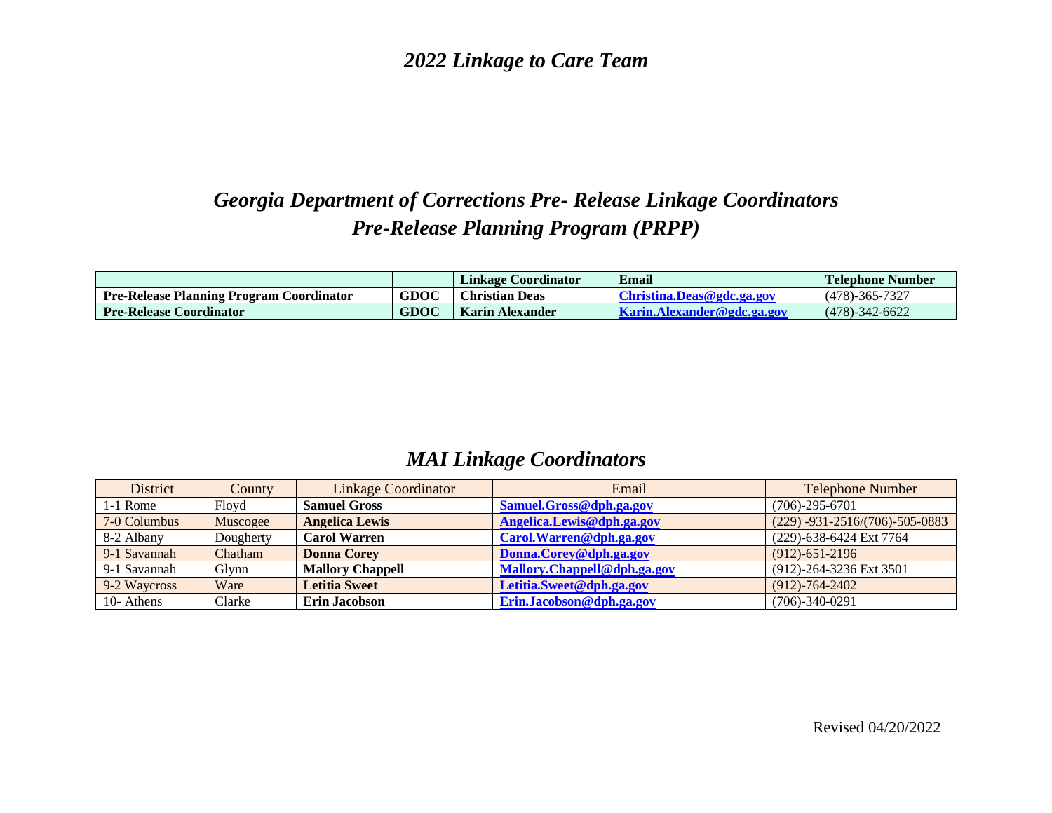# *2022 Linkage to Care Team*

## *Georgia Department of Corrections Pre- Release Linkage Coordinators*
## *Pre-Release Planning Program (PRPP)*

| | | Linkage Coordinator | Email | Telephone Number |
|---|---|---|---|---|
| **Pre-Release Planning Program Coordinator** | **GDOC** | **Christian Deas** | **Christina.Deas@gdc.ga.gov** | (478)-365-7327 |
| **Pre-Release Coordinator** | **GDOC** | **Karin Alexander** | **Karin.Alexander@gdc.ga.gov** | (478)-342-6622 |

## *MAI Linkage Coordinators*

| District | County | Linkage Coordinator | Email | Telephone Number |
|---|---|---|---|---|
| 1-1 Rome | Floyd | **Samuel Gross** | **Samuel.Gross@dph.ga.gov** | (706)-295-6701 |
| 7-0 Columbus | Muscogee | **Angelica Lewis** | **Angelica.Lewis@dph.ga.gov** | (229) -931-2516/(706)-505-0883 |
| 8-2 Albany | Dougherty | **Carol Warren** | **Carol.Warren@dph.ga.gov** | (229)-638-6424 Ext 7764 |
| 9-1 Savannah | Chatham | **Donna Corey** | **Donna.Corey@dph.ga.gov** | (912)-651-2196 |
| 9-1 Savannah | Glynn | **Mallory Chappell** | **Mallory.Chappell@dph.ga.gov** | (912)-264-3236 Ext 3501 |
| 9-2 Waycross | Ware | **Letitia Sweet** | **Letitia.Sweet@dph.ga.gov** | (912)-764-2402 |
| 10- Athens | Clarke | **Erin Jacobson** | **Erin.Jacobson@dph.ga.gov** | (706)-340-0291 |

Revised 04/20/2022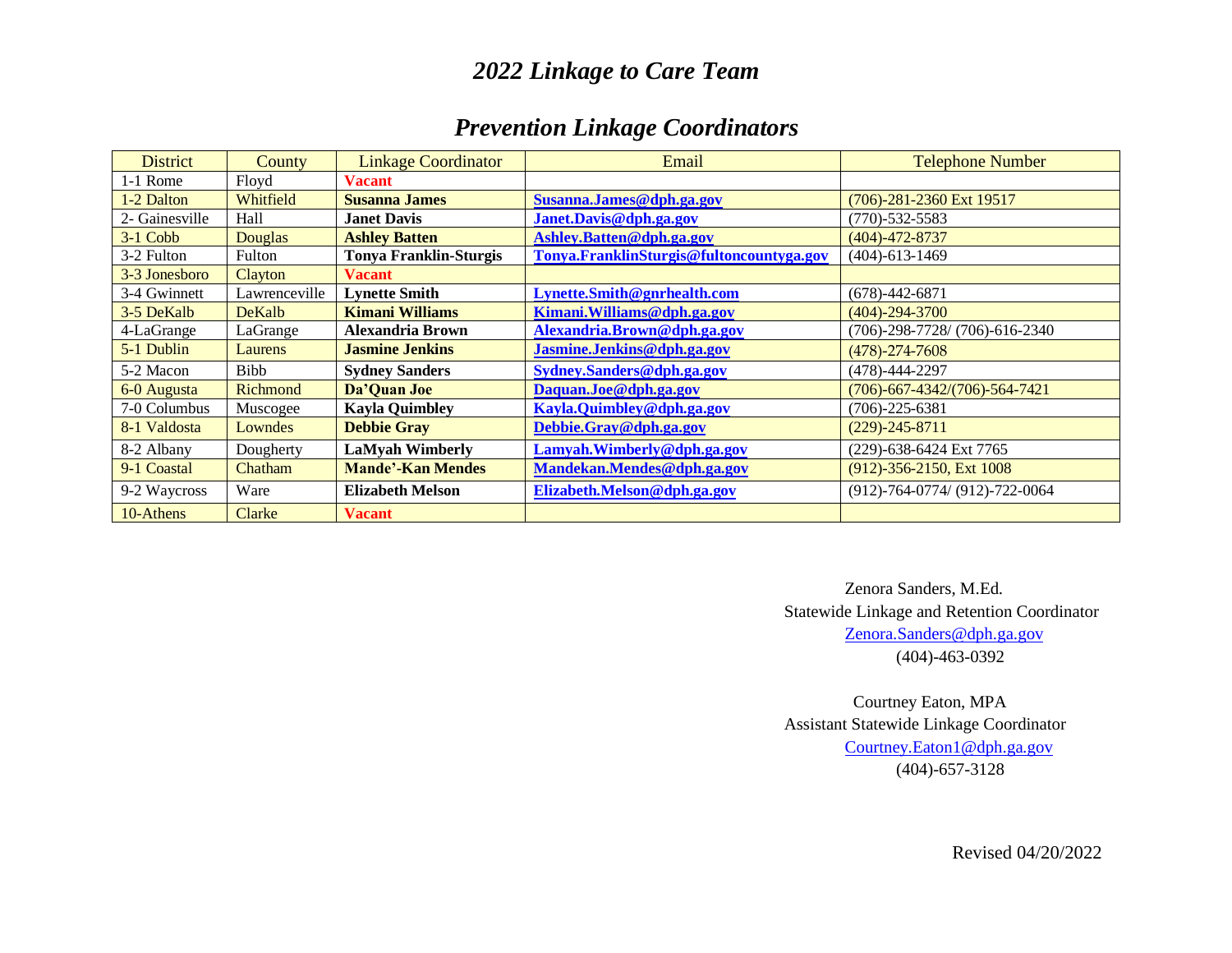# *2022 Linkage to Care Team*

## *Prevention Linkage Coordinators*

| District | County | Linkage Coordinator | Email | Telephone Number |
|---|---|---|---|---|
| 1-1 Rome | Floyd | **Vacant** | | |
| 1-2 Dalton | Whitfield | **Susanna James** | **Susanna.James@dph.ga.gov** | (706)-281-2360 Ext 19517 |
| 2- Gainesville | Hall | **Janet Davis** | **Janet.Davis@dph.ga.gov** | (770)-532-5583 |
| 3-1 Cobb | Douglas | **Ashley Batten** | **Ashley.Batten@dph.ga.gov** | (404)-472-8737 |
| 3-2 Fulton | Fulton | **Tonya Franklin-Sturgis** | **Tonya.FranklinSturgis@fultoncountyga.gov** | (404)-613-1469 |
| 3-3 Jonesboro | Clayton | **Vacant** | | |
| 3-4 Gwinnett | Lawrenceville | **Lynette Smith** | **Lynette.Smith@gnrhealth.com** | (678)-442-6871 |
| 3-5 DeKalb | DeKalb | **Kimani Williams** | **Kimani.Williams@dph.ga.gov** | (404)-294-3700 |
| 4-LaGrange | LaGrange | **Alexandria Brown** | **Alexandria.Brown@dph.ga.gov** | (706)-298-7728/ (706)-616-2340 |
| 5-1 Dublin | Laurens | **Jasmine Jenkins** | **Jasmine.Jenkins@dph.ga.gov** | (478)-274-7608 |
| 5-2 Macon | Bibb | **Sydney Sanders** | **Sydney.Sanders@dph.ga.gov** | (478)-444-2297 |
| 6-0 Augusta | Richmond | **Da'Quan Joe** | **Daquan.Joe@dph.ga.gov** | (706)-667-4342/(706)-564-7421 |
| 7-0 Columbus | Muscogee | **Kayla Quimbley** | **Kayla.Quimbley@dph.ga.gov** | (706)-225-6381 |
| 8-1 Valdosta | Lowndes | **Debbie Gray** | **Debbie.Gray@dph.ga.gov** | (229)-245-8711 |
| 8-2 Albany | Dougherty | **LaMyah Wimberly** | **Lamyah.Wimberly@dph.ga.gov** | (229)-638-6424 Ext 7765 |
| 9-1 Coastal | Chatham | **Mande'-Kan Mendes** | **Mandekan.Mendes@dph.ga.gov** | (912)-356-2150, Ext 1008 |
| 9-2 Waycross | Ware | **Elizabeth Melson** | **Elizabeth.Melson@dph.ga.gov** | (912)-764-0774/ (912)-722-0064 |
| 10-Athens | Clarke | **Vacant** | | |

Zenora Sanders, M.Ed.
Statewide Linkage and Retention Coordinator
Zenora.Sanders@dph.ga.gov
(404)-463-0392

Courtney Eaton, MPA
Assistant Statewide Linkage Coordinator
Courtney.Eaton1@dph.ga.gov
(404)-657-3128

Revised 04/20/2022